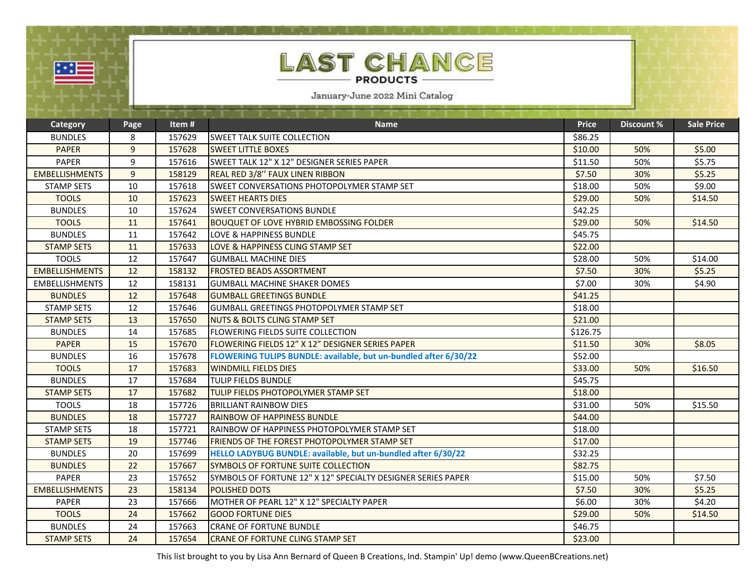# LAST CHANCE

## PRODUCTS

January-June 2022 Mini Catalog

| Category | Page | Item # | Name | Price | Discount % | Sale Price |
|---|---|---|---|---|---|---|
| BUNDLES | 8 | 157629 | SWEET TALK SUITE COLLECTION | $86.25 | | |
| PAPER | 9 | 157628 | SWEET LITTLE BOXES | $10.00 | 50% | $5.00 |
| PAPER | 9 | 157616 | SWEET TALK 12" X 12" DESIGNER SERIES PAPER | $11.50 | 50% | $5.75 |
| EMBELLISHMENTS | 9 | 158129 | REAL RED 3/8'' FAUX LINEN RIBBON | $7.50 | 30% | $5.25 |
| STAMP SETS | 10 | 157618 | SWEET CONVERSATIONS PHOTOPOLYMER STAMP SET | $18.00 | 50% | $9.00 |
| TOOLS | 10 | 157623 | SWEET HEARTS DIES | $29.00 | 50% | $14.50 |
| BUNDLES | 10 | 157624 | SWEET CONVERSATIONS BUNDLE | $42.25 | | |
| TOOLS | 11 | 157641 | BOUQUET OF LOVE HYBRID EMBOSSING FOLDER | $29.00 | 50% | $14.50 |
| BUNDLES | 11 | 157642 | LOVE & HAPPINESS BUNDLE | $45.75 | | |
| STAMP SETS | 11 | 157633 | LOVE & HAPPINESS CLING STAMP SET | $22.00 | | |
| TOOLS | 12 | 157647 | GUMBALL MACHINE DIES | $28.00 | 50% | $14.00 |
| EMBELLISHMENTS | 12 | 158132 | FROSTED BEADS ASSORTMENT | $7.50 | 30% | $5.25 |
| EMBELLISHMENTS | 12 | 158131 | GUMBALL MACHINE SHAKER DOMES | $7.00 | 30% | $4.90 |
| BUNDLES | 12 | 157648 | GUMBALL GREETINGS BUNDLE | $41.25 | | |
| STAMP SETS | 12 | 157646 | GUMBALL GREETINGS PHOTOPOLYMER STAMP SET | $18.00 | | |
| STAMP SETS | 13 | 157650 | NUTS & BOLTS CLING STAMP SET | $21.00 | | |
| BUNDLES | 14 | 157685 | FLOWERING FIELDS SUITE COLLECTION | $126.75 | | |
| PAPER | 15 | 157670 | FLOWERING FIELDS 12" X 12" DESIGNER SERIES PAPER | $11.50 | 30% | $8.05 |
| BUNDLES | 16 | 157678 | **FLOWERING TULIPS BUNDLE: available, but un-bundled after 6/30/22** | $52.00 | | |
| TOOLS | 17 | 157683 | WINDMILL FIELDS DIES | $33.00 | 50% | $16.50 |
| BUNDLES | 17 | 157684 | TULIP FIELDS BUNDLE | $45.75 | | |
| STAMP SETS | 17 | 157682 | TULIP FIELDS PHOTOPOLYMER STAMP SET | $18.00 | | |
| TOOLS | 18 | 157726 | BRILLIANT RAINBOW DIES | $31.00 | 50% | $15.50 |
| BUNDLES | 18 | 157727 | RAINBOW OF HAPPINESS BUNDLE | $44.00 | | |
| STAMP SETS | 18 | 157721 | RAINBOW OF HAPPINESS PHOTOPOLYMER STAMP SET | $18.00 | | |
| STAMP SETS | 19 | 157746 | FRIENDS OF THE FOREST PHOTOPOLYMER STAMP SET | $17.00 | | |
| BUNDLES | 20 | 157699 | **HELLO LADYBUG BUNDLE: available, but un-bundled after 6/30/22** | $32.25 | | |
| BUNDLES | 22 | 157667 | SYMBOLS OF FORTUNE SUITE COLLECTION | $82.75 | | |
| PAPER | 23 | 157652 | SYMBOLS OF FORTUNE 12" X 12" SPECIALTY DESIGNER SERIES PAPER | $15.00 | 50% | $7.50 |
| EMBELLISHMENTS | 23 | 158134 | POLISHED DOTS | $7.50 | 30% | $5.25 |
| PAPER | 23 | 157666 | MOTHER OF PEARL 12" X 12" SPECIALTY PAPER | $6.00 | 30% | $4.20 |
| TOOLS | 24 | 157662 | GOOD FORTUNE DIES | $29.00 | 50% | $14.50 |
| BUNDLES | 24 | 157663 | CRANE OF FORTUNE BUNDLE | $46.75 | | |
| STAMP SETS | 24 | 157654 | CRANE OF FORTUNE CLING STAMP SET | $23.00 | | |

This list brought to you by Lisa Ann Bernard of Queen B Creations, Ind. Stampin' Up! demo (www.QueenBCreations.net)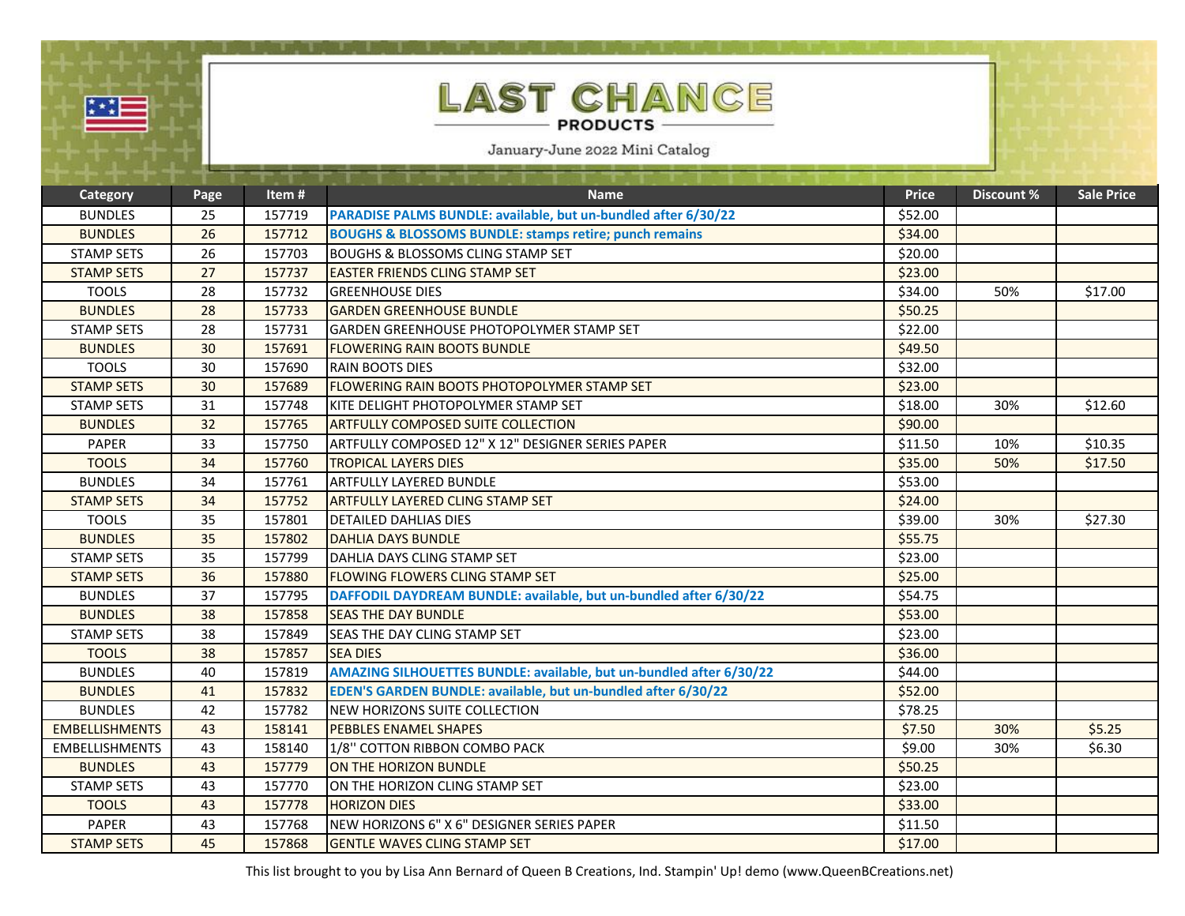# LAST CHANCE PRODUCTS

January-June 2022 Mini Catalog

| Category | Page | Item # | Name | Price | Discount % | Sale Price |
|---|---|---|---|---|---|---|
| BUNDLES | 25 | 157719 | **PARADISE PALMS BUNDLE: available, but un-bundled after 6/30/22** | $52.00 | | |
| BUNDLES | 26 | 157712 | **BOUGHS & BLOSSOMS BUNDLE: stamps retire; punch remains** | $34.00 | | |
| STAMP SETS | 26 | 157703 | BOUGHS & BLOSSOMS CLING STAMP SET | $20.00 | | |
| STAMP SETS | 27 | 157737 | EASTER FRIENDS CLING STAMP SET | $23.00 | | |
| TOOLS | 28 | 157732 | GREENHOUSE DIES | $34.00 | 50% | $17.00 |
| BUNDLES | 28 | 157733 | GARDEN GREENHOUSE BUNDLE | $50.25 | | |
| STAMP SETS | 28 | 157731 | GARDEN GREENHOUSE PHOTOPOLYMER STAMP SET | $22.00 | | |
| BUNDLES | 30 | 157691 | FLOWERING RAIN BOOTS BUNDLE | $49.50 | | |
| TOOLS | 30 | 157690 | RAIN BOOTS DIES | $32.00 | | |
| STAMP SETS | 30 | 157689 | FLOWERING RAIN BOOTS PHOTOPOLYMER STAMP SET | $23.00 | | |
| STAMP SETS | 31 | 157748 | KITE DELIGHT PHOTOPOLYMER STAMP SET | $18.00 | 30% | $12.60 |
| BUNDLES | 32 | 157765 | ARTFULLY COMPOSED SUITE COLLECTION | $90.00 | | |
| PAPER | 33 | 157750 | ARTFULLY COMPOSED 12" X 12" DESIGNER SERIES PAPER | $11.50 | 10% | $10.35 |
| TOOLS | 34 | 157760 | TROPICAL LAYERS DIES | $35.00 | 50% | $17.50 |
| BUNDLES | 34 | 157761 | ARTFULLY LAYERED BUNDLE | $53.00 | | |
| STAMP SETS | 34 | 157752 | ARTFULLY LAYERED CLING STAMP SET | $24.00 | | |
| TOOLS | 35 | 157801 | DETAILED DAHLIAS DIES | $39.00 | 30% | $27.30 |
| BUNDLES | 35 | 157802 | DAHLIA DAYS BUNDLE | $55.75 | | |
| STAMP SETS | 35 | 157799 | DAHLIA DAYS CLING STAMP SET | $23.00 | | |
| STAMP SETS | 36 | 157880 | FLOWING FLOWERS CLING STAMP SET | $25.00 | | |
| BUNDLES | 37 | 157795 | **DAFFODIL DAYDREAM BUNDLE: available, but un-bundled after 6/30/22** | $54.75 | | |
| BUNDLES | 38 | 157858 | SEAS THE DAY BUNDLE | $53.00 | | |
| STAMP SETS | 38 | 157849 | SEAS THE DAY CLING STAMP SET | $23.00 | | |
| TOOLS | 38 | 157857 | SEA DIES | $36.00 | | |
| BUNDLES | 40 | 157819 | **AMAZING SILHOUETTES BUNDLE: available, but un-bundled after 6/30/22** | $44.00 | | |
| BUNDLES | 41 | 157832 | **EDEN'S GARDEN BUNDLE: available, but un-bundled after 6/30/22** | $52.00 | | |
| BUNDLES | 42 | 157782 | NEW HORIZONS SUITE COLLECTION | $78.25 | | |
| EMBELLISHMENTS | 43 | 158141 | PEBBLES ENAMEL SHAPES | $7.50 | 30% | $5.25 |
| EMBELLISHMENTS | 43 | 158140 | 1/8'' COTTON RIBBON COMBO PACK | $9.00 | 30% | $6.30 |
| BUNDLES | 43 | 157779 | ON THE HORIZON BUNDLE | $50.25 | | |
| STAMP SETS | 43 | 157770 | ON THE HORIZON CLING STAMP SET | $23.00 | | |
| TOOLS | 43 | 157778 | HORIZON DIES | $33.00 | | |
| PAPER | 43 | 157768 | NEW HORIZONS 6" X 6" DESIGNER SERIES PAPER | $11.50 | | |
| STAMP SETS | 45 | 157868 | GENTLE WAVES CLING STAMP SET | $17.00 | | |

This list brought to you by Lisa Ann Bernard of Queen B Creations, Ind. Stampin' Up! demo (www.QueenBCreations.net)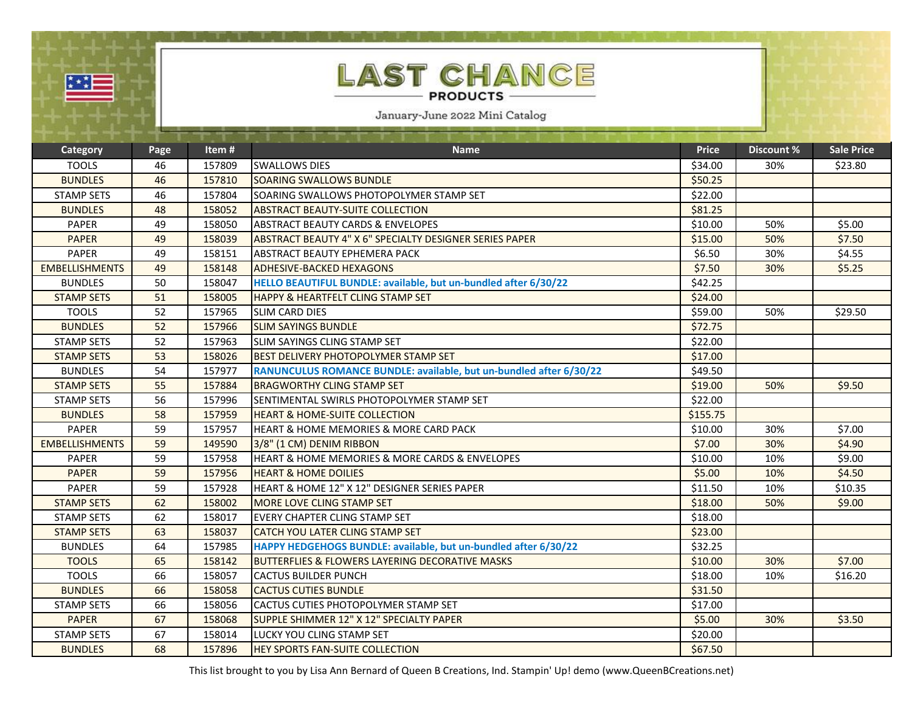# LAST CHANCE PRODUCTS

January-June 2022 Mini Catalog

| Category | Page | Item # | Name | Price | Discount % | Sale Price |
|---|---|---|---|---|---|---|
| TOOLS | 46 | 157809 | SWALLOWS DIES | $34.00 | 30% | $23.80 |
| BUNDLES | 46 | 157810 | SOARING SWALLOWS BUNDLE | $50.25 | | |
| STAMP SETS | 46 | 157804 | SOARING SWALLOWS PHOTOPOLYMER STAMP SET | $22.00 | | |
| BUNDLES | 48 | 158052 | ABSTRACT BEAUTY-SUITE COLLECTION | $81.25 | | |
| PAPER | 49 | 158050 | ABSTRACT BEAUTY CARDS & ENVELOPES | $10.00 | 50% | $5.00 |
| PAPER | 49 | 158039 | ABSTRACT BEAUTY 4" X 6" SPECIALTY DESIGNER SERIES PAPER | $15.00 | 50% | $7.50 |
| PAPER | 49 | 158151 | ABSTRACT BEAUTY EPHEMERA PACK | $6.50 | 30% | $4.55 |
| EMBELLISHMENTS | 49 | 158148 | ADHESIVE-BACKED HEXAGONS | $7.50 | 30% | $5.25 |
| BUNDLES | 50 | 158047 | **HELLO BEAUTIFUL BUNDLE: available, but un-bundled after 6/30/22** | $42.25 | | |
| STAMP SETS | 51 | 158005 | HAPPY & HEARTFELT CLING STAMP SET | $24.00 | | |
| TOOLS | 52 | 157965 | SLIM CARD DIES | $59.00 | 50% | $29.50 |
| BUNDLES | 52 | 157966 | SLIM SAYINGS BUNDLE | $72.75 | | |
| STAMP SETS | 52 | 157963 | SLIM SAYINGS CLING STAMP SET | $22.00 | | |
| STAMP SETS | 53 | 158026 | BEST DELIVERY PHOTOPOLYMER STAMP SET | $17.00 | | |
| BUNDLES | 54 | 157977 | **RANUNCULUS ROMANCE BUNDLE: available, but un-bundled after 6/30/22** | $49.50 | | |
| STAMP SETS | 55 | 157884 | BRAGWORTHY CLING STAMP SET | $19.00 | 50% | $9.50 |
| STAMP SETS | 56 | 157996 | SENTIMENTAL SWIRLS PHOTOPOLYMER STAMP SET | $22.00 | | |
| BUNDLES | 58 | 157959 | HEART & HOME-SUITE COLLECTION | $155.75 | | |
| PAPER | 59 | 157957 | HEART & HOME MEMORIES & MORE CARD PACK | $10.00 | 30% | $7.00 |
| EMBELLISHMENTS | 59 | 149590 | 3/8" (1 CM) DENIM RIBBON | $7.00 | 30% | $4.90 |
| PAPER | 59 | 157958 | HEART & HOME MEMORIES & MORE CARDS & ENVELOPES | $10.00 | 10% | $9.00 |
| PAPER | 59 | 157956 | HEART & HOME DOILIES | $5.00 | 10% | $4.50 |
| PAPER | 59 | 157928 | HEART & HOME 12" X 12" DESIGNER SERIES PAPER | $11.50 | 10% | $10.35 |
| STAMP SETS | 62 | 158002 | MORE LOVE CLING STAMP SET | $18.00 | 50% | $9.00 |
| STAMP SETS | 62 | 158017 | EVERY CHAPTER CLING STAMP SET | $18.00 | | |
| STAMP SETS | 63 | 158037 | CATCH YOU LATER CLING STAMP SET | $23.00 | | |
| BUNDLES | 64 | 157985 | **HAPPY HEDGEHOGS BUNDLE: available, but un-bundled after 6/30/22** | $32.25 | | |
| TOOLS | 65 | 158142 | BUTTERFLIES & FLOWERS LAYERING DECORATIVE MASKS | $10.00 | 30% | $7.00 |
| TOOLS | 66 | 158057 | CACTUS BUILDER PUNCH | $18.00 | 10% | $16.20 |
| BUNDLES | 66 | 158058 | CACTUS CUTIES BUNDLE | $31.50 | | |
| STAMP SETS | 66 | 158056 | CACTUS CUTIES PHOTOPOLYMER STAMP SET | $17.00 | | |
| PAPER | 67 | 158068 | SUPPLE SHIMMER 12" X 12" SPECIALTY PAPER | $5.00 | 30% | $3.50 |
| STAMP SETS | 67 | 158014 | LUCKY YOU CLING STAMP SET | $20.00 | | |
| BUNDLES | 68 | 157896 | HEY SPORTS FAN-SUITE COLLECTION | $67.50 | | |

This list brought to you by Lisa Ann Bernard of Queen B Creations, Ind. Stampin' Up! demo (www.QueenBCreations.net)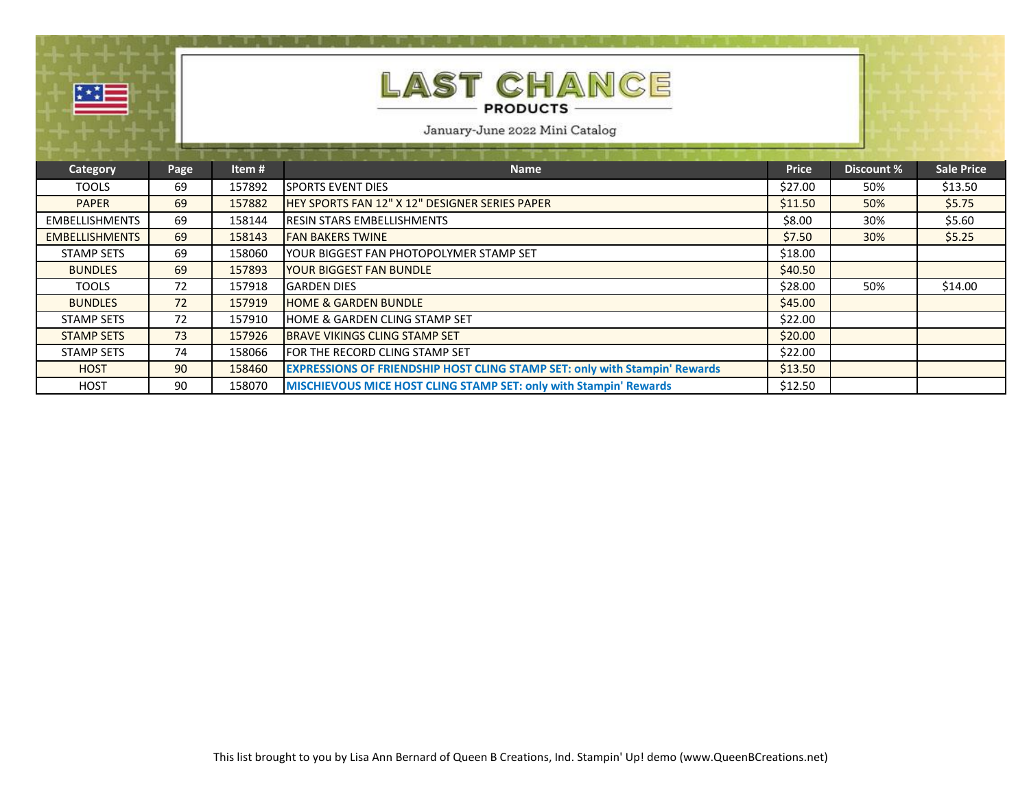# LAST CHANCE PRODUCTS

January-June 2022 Mini Catalog

| Category | Page | Item # | Name | Price | Discount % | Sale Price |
|---|---|---|---|---|---|---|
| TOOLS | 69 | 157892 | SPORTS EVENT DIES | $27.00 | 50% | $13.50 |
| PAPER | 69 | 157882 | HEY SPORTS FAN 12" X 12" DESIGNER SERIES PAPER | $11.50 | 50% | $5.75 |
| EMBELLISHMENTS | 69 | 158144 | RESIN STARS EMBELLISHMENTS | $8.00 | 30% | $5.60 |
| EMBELLISHMENTS | 69 | 158143 | FAN BAKERS TWINE | $7.50 | 30% | $5.25 |
| STAMP SETS | 69 | 158060 | YOUR BIGGEST FAN PHOTOPOLYMER STAMP SET | $18.00 | | |
| BUNDLES | 69 | 157893 | YOUR BIGGEST FAN BUNDLE | $40.50 | | |
| TOOLS | 72 | 157918 | GARDEN DIES | $28.00 | 50% | $14.00 |
| BUNDLES | 72 | 157919 | HOME & GARDEN BUNDLE | $45.00 | | |
| STAMP SETS | 72 | 157910 | HOME & GARDEN CLING STAMP SET | $22.00 | | |
| STAMP SETS | 73 | 157926 | BRAVE VIKINGS CLING STAMP SET | $20.00 | | |
| STAMP SETS | 74 | 158066 | FOR THE RECORD CLING STAMP SET | $22.00 | | |
| HOST | 90 | 158460 | **EXPRESSIONS OF FRIENDSHIP HOST CLING STAMP SET: only with Stampin' Rewards** | $13.50 | | |
| HOST | 90 | 158070 | **MISCHIEVOUS MICE HOST CLING STAMP SET: only with Stampin' Rewards** | $12.50 | | |

This list brought to you by Lisa Ann Bernard of Queen B Creations, Ind. Stampin' Up! demo (www.QueenBCreations.net)